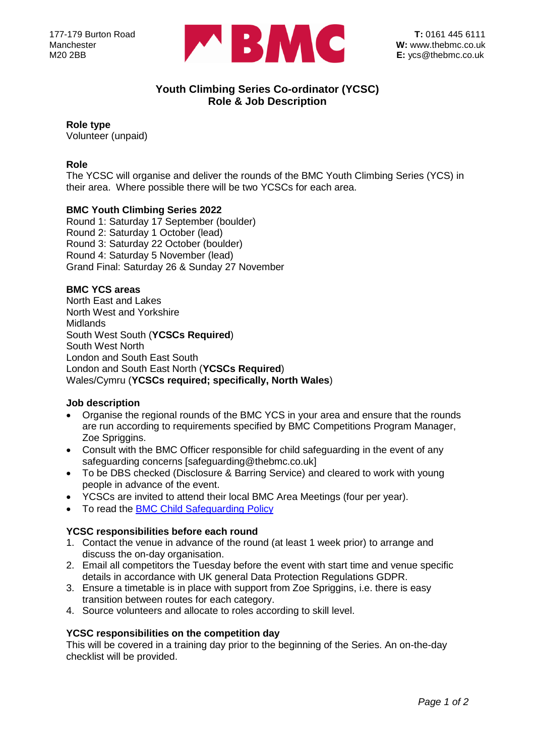177-179 Burton Road
Manchester
M20 2BB

**BMC**

**T:** 0161 445 6111
**W:** www.thebmc.co.uk
**E:** ycs@thebmc.co.uk

# Youth Climbing Series Co-ordinator (YCSC)
# Role & Job Description

**Role type**
Volunteer (unpaid)

**Role**
The YCSC will organise and deliver the rounds of the BMC Youth Climbing Series (YCS) in their area. Where possible there will be two YCSCs for each area.

**BMC Youth Climbing Series 2022**
Round 1: Saturday 17 September (boulder)
Round 2: Saturday 1 October (lead)
Round 3: Saturday 22 October (boulder)
Round 4: Saturday 5 November (lead)
Grand Final: Saturday 26 & Sunday 27 November

**BMC YCS areas**
North East and Lakes
North West and Yorkshire
Midlands
South West South (**YCSCs Required**)
South West North
London and South East South
London and South East North (**YCSCs Required**)
Wales/Cymru (**YCSCs required; specifically, North Wales**)

**Job description**
- Organise the regional rounds of the BMC YCS in your area and ensure that the rounds are run according to requirements specified by BMC Competitions Program Manager, Zoe Spriggins.
- Consult with the BMC Officer responsible for child safeguarding in the event of any safeguarding concerns [safeguarding@thebmc.co.uk]
- To be DBS checked (Disclosure & Barring Service) and cleared to work with young people in advance of the event.
- YCSCs are invited to attend their local BMC Area Meetings (four per year).
- To read the BMC Child Safeguarding Policy

**YCSC responsibilities before each round**
1. Contact the venue in advance of the round (at least 1 week prior) to arrange and discuss the on-day organisation.
2. Email all competitors the Tuesday before the event with start time and venue specific details in accordance with UK general Data Protection Regulations GDPR.
3. Ensure a timetable is in place with support from Zoe Spriggins, i.e. there is easy transition between routes for each category.
4. Source volunteers and allocate to roles according to skill level.

**YCSC responsibilities on the competition day**
This will be covered in a training day prior to the beginning of the Series. An on-the-day checklist will be provided.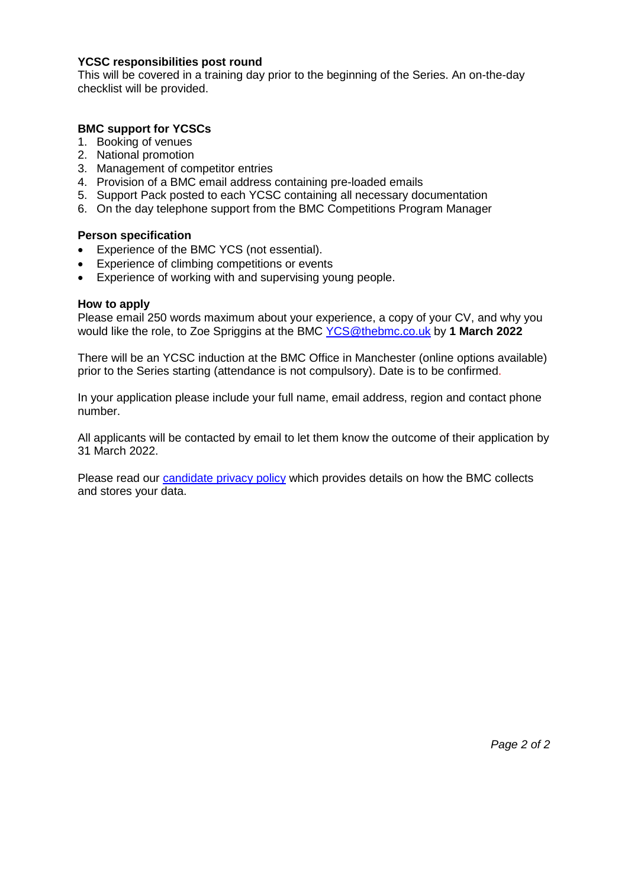**YCSC responsibilities post round**

This will be covered in a training day prior to the beginning of the Series. An on-the-day checklist will be provided.

**BMC support for YCSCs**

1. Booking of venues
2. National promotion
3. Management of competitor entries
4. Provision of a BMC email address containing pre-loaded emails
5. Support Pack posted to each YCSC containing all necessary documentation
6. On the day telephone support from the BMC Competitions Program Manager

**Person specification**

- Experience of the BMC YCS (not essential).
- Experience of climbing competitions or events
- Experience of working with and supervising young people.

**How to apply**

Please email 250 words maximum about your experience, a copy of your CV, and why you would like the role, to Zoe Spriggins at the BMC [YCS@thebmc.co.uk](mailto:YCS@thebmc.co.uk) by **1 March 2022**

There will be an YCSC induction at the BMC Office in Manchester (online options available) prior to the Series starting (attendance is not compulsory). Date is to be confirmed.

In your application please include your full name, email address, region and contact phone number.

All applicants will be contacted by email to let them know the outcome of their application by 31 March 2022.

Please read our candidate privacy policy which provides details on how the BMC collects and stores your data.